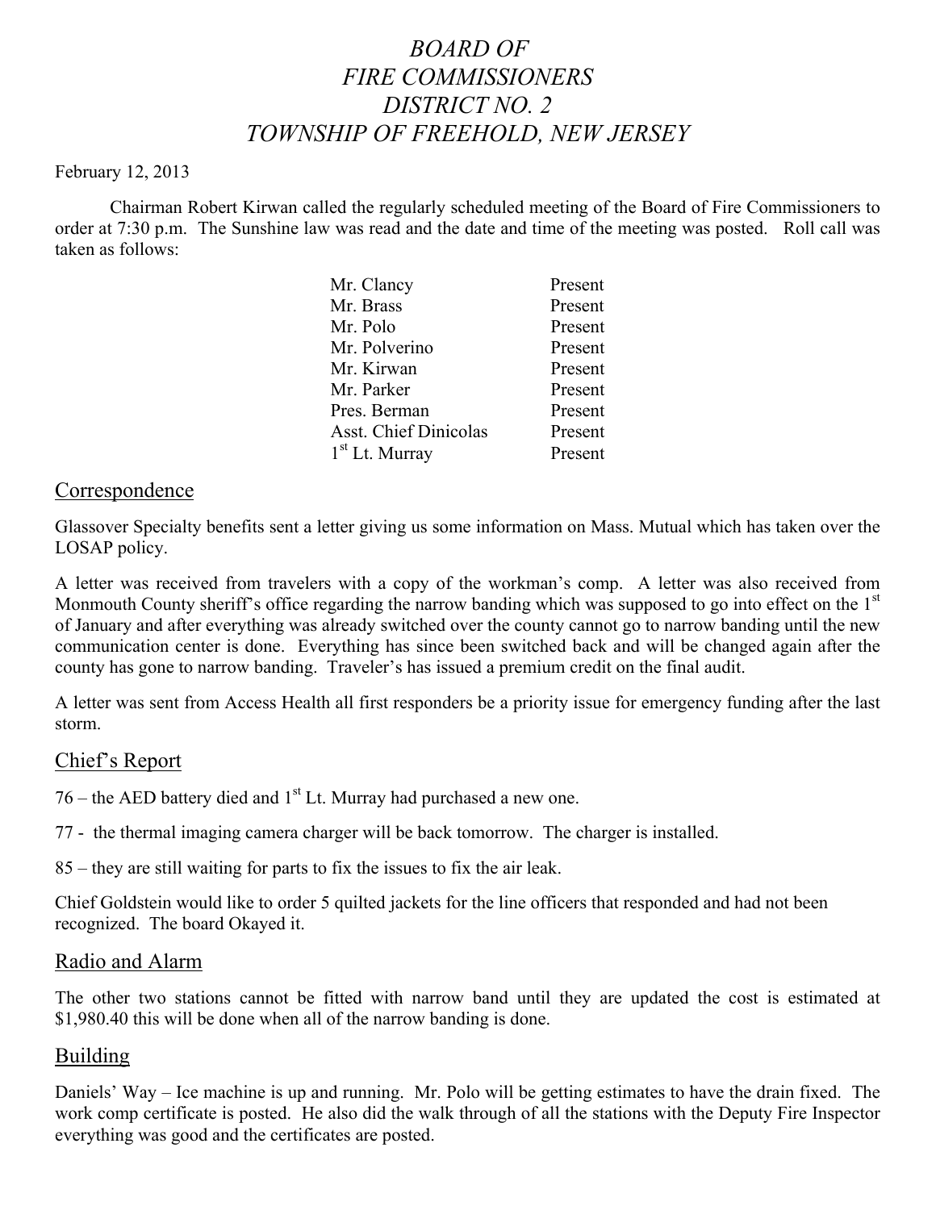# *BOARD OF FIRE COMMISSIONERS DISTRICT NO. 2 TOWNSHIP OF FREEHOLD, NEW JERSEY*

February 12, 2013

Chairman Robert Kirwan called the regularly scheduled meeting of the Board of Fire Commissioners to order at 7:30 p.m. The Sunshine law was read and the date and time of the meeting was posted. Roll call was taken as follows:

| | |
|---|---|
| Mr. Clancy | Present |
| Mr. Brass | Present |
| Mr. Polo | Present |
| Mr. Polverino | Present |
| Mr. Kirwan | Present |
| Mr. Parker | Present |
| Pres. Berman | Present |
| Asst. Chief Dinicolas | Present |
| 1st Lt. Murray | Present |

## Correspondence

Glassover Specialty benefits sent a letter giving us some information on Mass. Mutual which has taken over the LOSAP policy.

A letter was received from travelers with a copy of the workman's comp. A letter was also received from Monmouth County sheriff's office regarding the narrow banding which was supposed to go into effect on the 1st of January and after everything was already switched over the county cannot go to narrow banding until the new communication center is done. Everything has since been switched back and will be changed again after the county has gone to narrow banding. Traveler's has issued a premium credit on the final audit.

A letter was sent from Access Health all first responders be a priority issue for emergency funding after the last storm.

## Chief's Report

76 – the AED battery died and 1st Lt. Murray had purchased a new one.

77 - the thermal imaging camera charger will be back tomorrow. The charger is installed.

85 – they are still waiting for parts to fix the issues to fix the air leak.

Chief Goldstein would like to order 5 quilted jackets for the line officers that responded and had not been recognized. The board Okayed it.

## Radio and Alarm

The other two stations cannot be fitted with narrow band until they are updated the cost is estimated at $1,980.40 this will be done when all of the narrow banding is done.

## Building

Daniels' Way – Ice machine is up and running. Mr. Polo will be getting estimates to have the drain fixed. The work comp certificate is posted. He also did the walk through of all the stations with the Deputy Fire Inspector everything was good and the certificates are posted.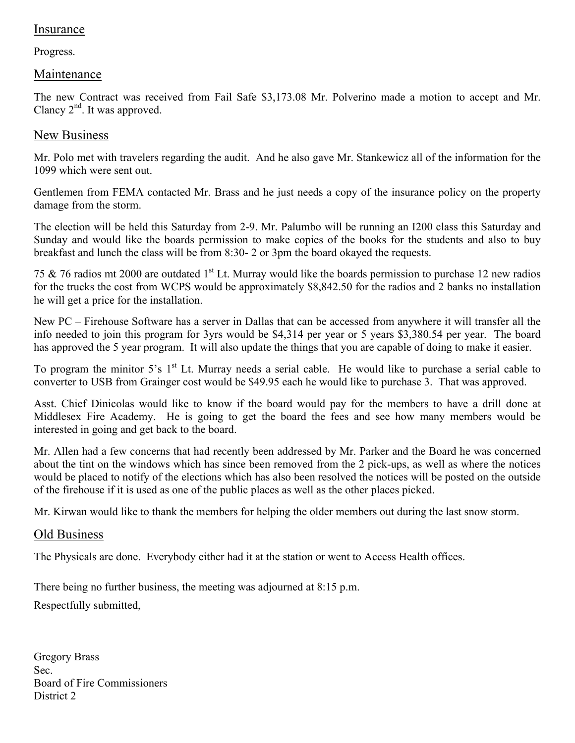## Insurance

Progress.

## Maintenance

The new Contract was received from Fail Safe $3,173.08 Mr. Polverino made a motion to accept and Mr. Clancy 2nd. It was approved.

## New Business

Mr. Polo met with travelers regarding the audit. And he also gave Mr. Stankewicz all of the information for the 1099 which were sent out.

Gentlemen from FEMA contacted Mr. Brass and he just needs a copy of the insurance policy on the property damage from the storm.

The election will be held this Saturday from 2-9. Mr. Palumbo will be running an I200 class this Saturday and Sunday and would like the boards permission to make copies of the books for the students and also to buy breakfast and lunch the class will be from 8:30- 2 or 3pm the board okayed the requests.

75 & 76 radios mt 2000 are outdated 1st Lt. Murray would like the boards permission to purchase 12 new radios for the trucks the cost from WCPS would be approximately $8,842.50 for the radios and 2 banks no installation he will get a price for the installation.

New PC – Firehouse Software has a server in Dallas that can be accessed from anywhere it will transfer all the info needed to join this program for 3yrs would be $4,314 per year or 5 years $3,380.54 per year. The board has approved the 5 year program. It will also update the things that you are capable of doing to make it easier.

To program the minitor 5's 1st Lt. Murray needs a serial cable. He would like to purchase a serial cable to converter to USB from Grainger cost would be $49.95 each he would like to purchase 3. That was approved.

Asst. Chief Dinicolas would like to know if the board would pay for the members to have a drill done at Middlesex Fire Academy. He is going to get the board the fees and see how many members would be interested in going and get back to the board.

Mr. Allen had a few concerns that had recently been addressed by Mr. Parker and the Board he was concerned about the tint on the windows which has since been removed from the 2 pick-ups, as well as where the notices would be placed to notify of the elections which has also been resolved the notices will be posted on the outside of the firehouse if it is used as one of the public places as well as the other places picked.

Mr. Kirwan would like to thank the members for helping the older members out during the last snow storm.

## Old Business

The Physicals are done. Everybody either had it at the station or went to Access Health offices.

There being no further business, the meeting was adjourned at 8:15 p.m.

Respectfully submitted,

Gregory Brass
Sec.
Board of Fire Commissioners
District 2